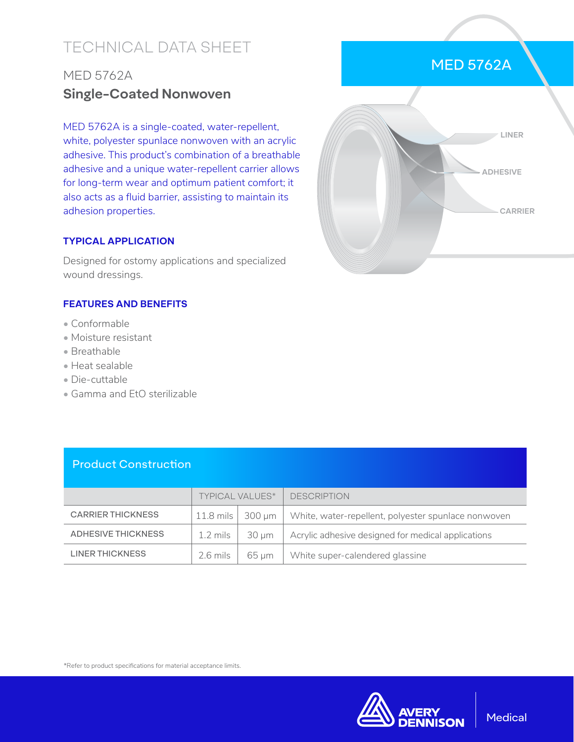# TECHNICAL DATA SHEET

## MED 5762A

## **Single-Coated Nonwoven**

MED 5762A is a single-coated, water-repellent, white, polyester spunlace nonwoven with an acrylic adhesive. This product's combination of a breathable adhesive and a unique water-repellent carrier allows for long-term wear and optimum patient comfort; it also acts as a fluid barrier, assisting to maintain its adhesion properties.

### TYPICAL APPLICATION

Designed for ostomy applications and specialized wound dressings.

### FEATURES AND BENEFITS

- Conformable
- Moisture resistant
- Breathable
- Heat sealable
- Die-cuttable
- Gamma and EtO sterilizable

MED 5762A

LINER

ADHESIVE

CARRIER

## Product Construction

| | TYPICAL VALUES* | | DESCRIPTION |
|---|---|---|---|
| CARRIER THICKNESS | 11.8 mils | 300 µm | White, water-repellent, polyester spunlace nonwoven |
| ADHESIVE THICKNESS | 1.2 mils | 30 µm | Acrylic adhesive designed for medical applications |
| LINER THICKNESS | 2.6 mils | 65 µm | White super-calendered glassine |

*Refer to product specifications for material acceptance limits.

AVERY DENNISON | Medical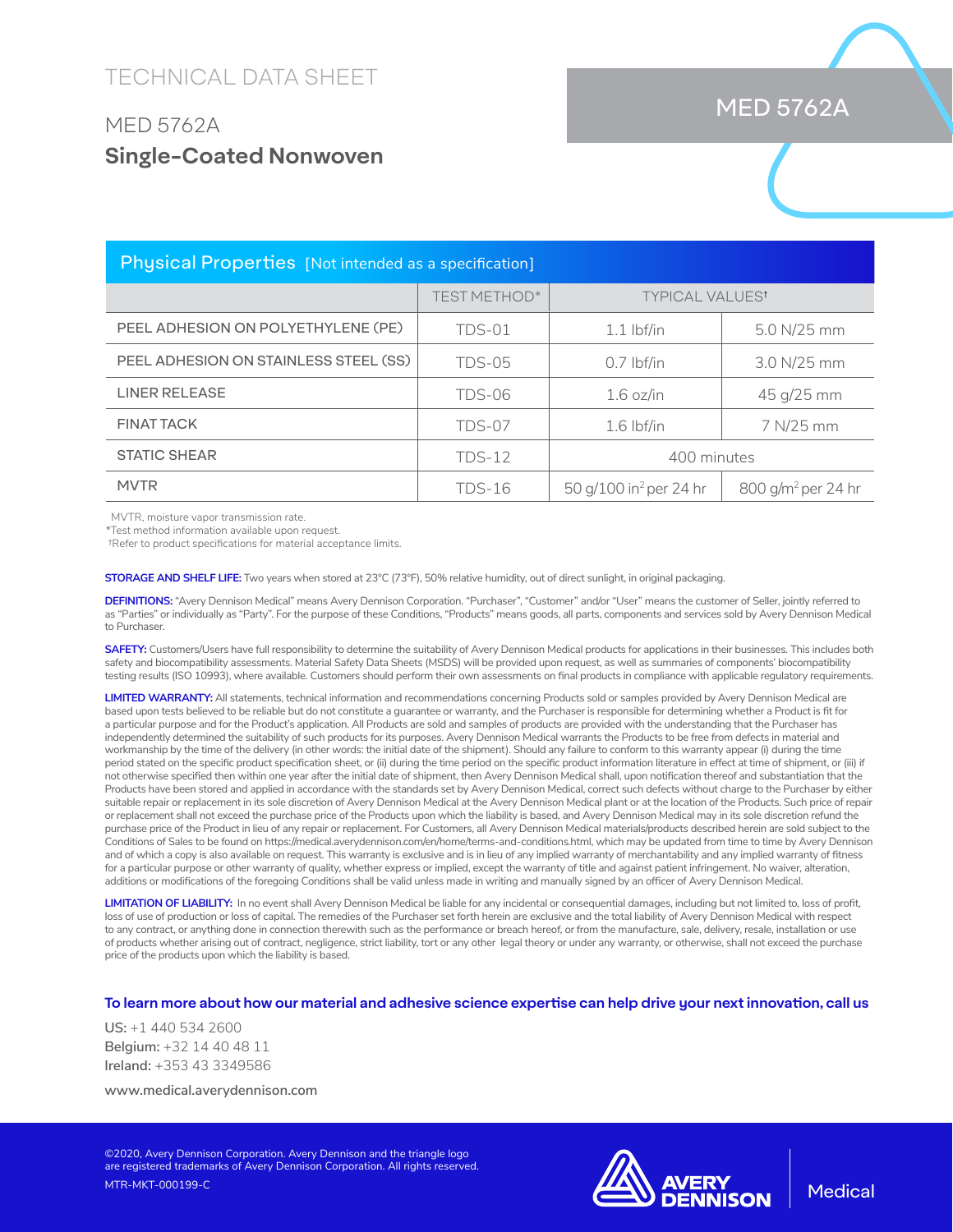# TECHNICAL DATA SHEET

MED 5762A

## Single-Coated Nonwoven

MED 5762A

## Physical Properties [Not intended as a specification]

| | TEST METHOD* | TYPICAL VALUES† | |
|---|---|---|---|
| PEEL ADHESION ON POLYETHYLENE (PE) | TDS-01 | 1.1 lbf/in | 5.0 N/25 mm |
| PEEL ADHESION ON STAINLESS STEEL (SS) | TDS-05 | 0.7 lbf/in | 3.0 N/25 mm |
| LINER RELEASE | TDS-06 | 1.6 oz/in | 45 g/25 mm |
| FINAT TACK | TDS-07 | 1.6 lbf/in | 7 N/25 mm |
| STATIC SHEAR | TDS-12 | 400 minutes | |
| MVTR | TDS-16 | 50 g/100 $in^2$ per 24 hr | 800 g/$m^2$ per 24 hr |

MVTR, moisture vapor transmission rate.
*Test method information available upon request.
†Refer to product specifications for material acceptance limits.

**STORAGE AND SHELF LIFE:** Two years when stored at 23°C (73°F), 50% relative humidity, out of direct sunlight, in original packaging.

**DEFINITIONS:** "Avery Dennison Medical" means Avery Dennison Corporation. "Purchaser", "Customer" and/or "User" means the customer of Seller, jointly referred to as "Parties" or individually as "Party". For the purpose of these Conditions, "Products" means goods, all parts, components and services sold by Avery Dennison Medical to Purchaser.

**SAFETY:** Customers/Users have full responsibility to determine the suitability of Avery Dennison Medical products for applications in their businesses. This includes both safety and biocompatibility assessments. Material Safety Data Sheets (MSDS) will be provided upon request, as well as summaries of components' biocompatibility testing results (ISO 10993), where available. Customers should perform their own assessments on final products in compliance with applicable regulatory requirements.

**LIMITED WARRANTY:** All statements, technical information and recommendations concerning Products sold or samples provided by Avery Dennison Medical are based upon tests believed to be reliable but do not constitute a guarantee or warranty, and the Purchaser is responsible for determining whether a Product is fit for a particular purpose and for the Product's application. All Products are sold and samples of products are provided with the understanding that the Purchaser has independently determined the suitability of such products for its purposes. Avery Dennison Medical warrants the Products to be free from defects in material and workmanship by the time of the delivery (in other words: the initial date of the shipment). Should any failure to conform to this warranty appear (i) during the time period stated on the specific product specification sheet, or (ii) during the time period on the specific product information literature in effect at time of shipment, or (iii) if not otherwise specified then within one year after the initial date of shipment, then Avery Dennison Medical shall, upon notification thereof and substantiation that the Products have been stored and applied in accordance with the standards set by Avery Dennison Medical, correct such defects without charge to the Purchaser by either suitable repair or replacement in its sole discretion of Avery Dennison Medical at the Avery Dennison Medical plant or at the location of the Products. Such price of repair or replacement shall not exceed the purchase price of the Products upon which the liability is based, and Avery Dennison Medical may in its sole discretion refund the purchase price of the Product in lieu of any repair or replacement. For Customers, all Avery Dennison Medical materials/products described herein are sold subject to the Conditions of Sales to be found on https://medical.averydennison.com/en/home/terms-and-conditions.html, which may be updated from time to time by Avery Dennison and of which a copy is also available on request. This warranty is exclusive and is in lieu of any implied warranty of merchantability and any implied warranty of fitness for a particular purpose or other warranty of quality, whether express or implied, except the warranty of title and against patient infringement. No waiver, alteration, additions or modifications of the foregoing Conditions shall be valid unless made in writing and manually signed by an officer of Avery Dennison Medical.

**LIMITATION OF LIABILITY:** In no event shall Avery Dennison Medical be liable for any incidental or consequential damages, including but not limited to, loss of profit, loss of use of production or loss of capital. The remedies of the Purchaser set forth herein are exclusive and the total liability of Avery Dennison Medical with respect to any contract, or anything done in connection therewith such as the performance or breach hereof, or from the manufacture, sale, delivery, resale, installation or use of products whether arising out of contract, negligence, strict liability, tort or any other legal theory or under any warranty, or otherwise, shall not exceed the purchase price of the products upon which the liability is based.

**To learn more about how our material and adhesive science expertise can help drive your next innovation, call us**

**US:** +1 440 534 2600
**Belgium:** +32 14 40 48 11
**Ireland:** +353 43 3349586

**www.medical.averydennison.com**

©2020, Avery Dennison Corporation. Avery Dennison and the triangle logo are registered trademarks of Avery Dennison Corporation. All rights reserved.

MTR-MKT-000199-C

AVERY DENNISON Medical